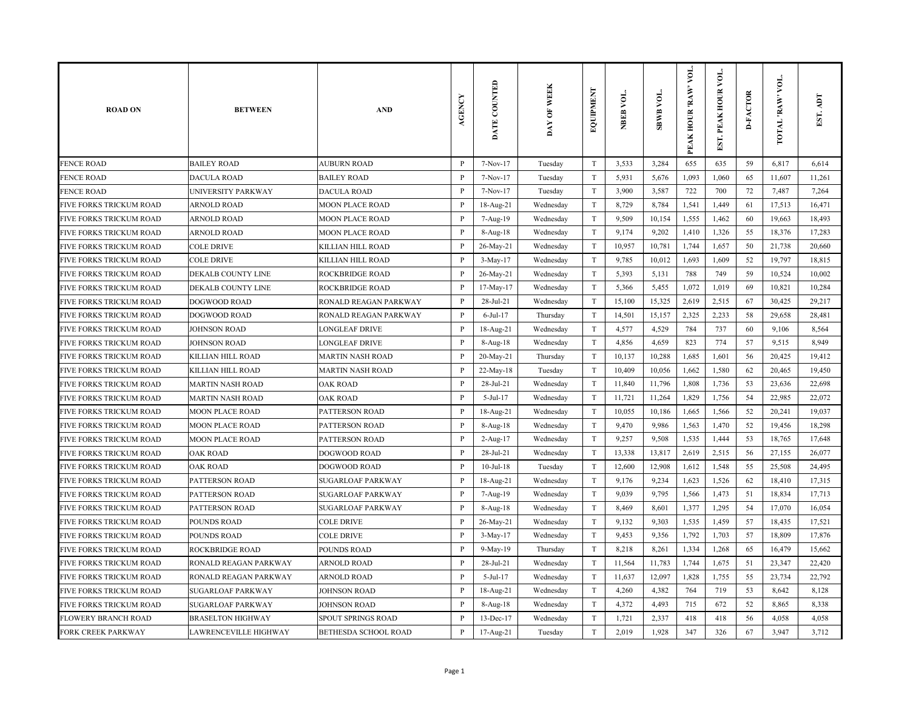| ROAD ON | BETWEEN | AND | AGENCY | DATE COUNTED | DAY OF WEEK | EQUIPMENT | NBEB VOL. | SBWB VOL. | PEAK HOUR 'RAW' VOL. | EST. PEAK HOUR VOL. | D-FACTOR | TOTAL 'RAW' VOL. | EST. ADT |
|---|---|---|---|---|---|---|---|---|---|---|---|---|---|
| FENCE ROAD | BAILEY ROAD | AUBURN ROAD | P | 7-Nov-17 | Tuesday | T | 3,533 | 3,284 | 655 | 635 | 59 | 6,817 | 6,614 |
| FENCE ROAD | DACULA ROAD | BAILEY ROAD | P | 7-Nov-17 | Tuesday | T | 5,931 | 5,676 | 1,093 | 1,060 | 65 | 11,607 | 11,261 |
| FENCE ROAD | UNIVERSITY PARKWAY | DACULA ROAD | P | 7-Nov-17 | Tuesday | T | 3,900 | 3,587 | 722 | 700 | 72 | 7,487 | 7,264 |
| FIVE FORKS TRICKUM ROAD | ARNOLD ROAD | MOON PLACE ROAD | P | 18-Aug-21 | Wednesday | T | 8,729 | 8,784 | 1,541 | 1,449 | 61 | 17,513 | 16,471 |
| FIVE FORKS TRICKUM ROAD | ARNOLD ROAD | MOON PLACE ROAD | P | 7-Aug-19 | Wednesday | T | 9,509 | 10,154 | 1,555 | 1,462 | 60 | 19,663 | 18,493 |
| FIVE FORKS TRICKUM ROAD | ARNOLD ROAD | MOON PLACE ROAD | P | 8-Aug-18 | Wednesday | T | 9,174 | 9,202 | 1,410 | 1,326 | 55 | 18,376 | 17,283 |
| FIVE FORKS TRICKUM ROAD | COLE DRIVE | KILLIAN HILL ROAD | P | 26-May-21 | Wednesday | T | 10,957 | 10,781 | 1,744 | 1,657 | 50 | 21,738 | 20,660 |
| FIVE FORKS TRICKUM ROAD | COLE DRIVE | KILLIAN HILL ROAD | P | 3-May-17 | Wednesday | T | 9,785 | 10,012 | 1,693 | 1,609 | 52 | 19,797 | 18,815 |
| FIVE FORKS TRICKUM ROAD | DEKALB COUNTY LINE | ROCKBRIDGE ROAD | P | 26-May-21 | Wednesday | T | 5,393 | 5,131 | 788 | 749 | 59 | 10,524 | 10,002 |
| FIVE FORKS TRICKUM ROAD | DEKALB COUNTY LINE | ROCKBRIDGE ROAD | P | 17-May-17 | Wednesday | T | 5,366 | 5,455 | 1,072 | 1,019 | 69 | 10,821 | 10,284 |
| FIVE FORKS TRICKUM ROAD | DOGWOOD ROAD | RONALD REAGAN PARKWAY | P | 28-Jul-21 | Wednesday | T | 15,100 | 15,325 | 2,619 | 2,515 | 67 | 30,425 | 29,217 |
| FIVE FORKS TRICKUM ROAD | DOGWOOD ROAD | RONALD REAGAN PARKWAY | P | 6-Jul-17 | Thursday | T | 14,501 | 15,157 | 2,325 | 2,233 | 58 | 29,658 | 28,481 |
| FIVE FORKS TRICKUM ROAD | JOHNSON ROAD | LONGLEAF DRIVE | P | 18-Aug-21 | Wednesday | T | 4,577 | 4,529 | 784 | 737 | 60 | 9,106 | 8,564 |
| FIVE FORKS TRICKUM ROAD | JOHNSON ROAD | LONGLEAF DRIVE | P | 8-Aug-18 | Wednesday | T | 4,856 | 4,659 | 823 | 774 | 57 | 9,515 | 8,949 |
| FIVE FORKS TRICKUM ROAD | KILLIAN HILL ROAD | MARTIN NASH ROAD | P | 20-May-21 | Thursday | T | 10,137 | 10,288 | 1,685 | 1,601 | 56 | 20,425 | 19,412 |
| FIVE FORKS TRICKUM ROAD | KILLIAN HILL ROAD | MARTIN NASH ROAD | P | 22-May-18 | Tuesday | T | 10,409 | 10,056 | 1,662 | 1,580 | 62 | 20,465 | 19,450 |
| FIVE FORKS TRICKUM ROAD | MARTIN NASH ROAD | OAK ROAD | P | 28-Jul-21 | Wednesday | T | 11,840 | 11,796 | 1,808 | 1,736 | 53 | 23,636 | 22,698 |
| FIVE FORKS TRICKUM ROAD | MARTIN NASH ROAD | OAK ROAD | P | 5-Jul-17 | Wednesday | T | 11,721 | 11,264 | 1,829 | 1,756 | 54 | 22,985 | 22,072 |
| FIVE FORKS TRICKUM ROAD | MOON PLACE ROAD | PATTERSON ROAD | P | 18-Aug-21 | Wednesday | T | 10,055 | 10,186 | 1,665 | 1,566 | 52 | 20,241 | 19,037 |
| FIVE FORKS TRICKUM ROAD | MOON PLACE ROAD | PATTERSON ROAD | P | 8-Aug-18 | Wednesday | T | 9,470 | 9,986 | 1,563 | 1,470 | 52 | 19,456 | 18,298 |
| FIVE FORKS TRICKUM ROAD | MOON PLACE ROAD | PATTERSON ROAD | P | 2-Aug-17 | Wednesday | T | 9,257 | 9,508 | 1,535 | 1,444 | 53 | 18,765 | 17,648 |
| FIVE FORKS TRICKUM ROAD | OAK ROAD | DOGWOOD ROAD | P | 28-Jul-21 | Wednesday | T | 13,338 | 13,817 | 2,619 | 2,515 | 56 | 27,155 | 26,077 |
| FIVE FORKS TRICKUM ROAD | OAK ROAD | DOGWOOD ROAD | P | 10-Jul-18 | Tuesday | T | 12,600 | 12,908 | 1,612 | 1,548 | 55 | 25,508 | 24,495 |
| FIVE FORKS TRICKUM ROAD | PATTERSON ROAD | SUGARLOAF PARKWAY | P | 18-Aug-21 | Wednesday | T | 9,176 | 9,234 | 1,623 | 1,526 | 62 | 18,410 | 17,315 |
| FIVE FORKS TRICKUM ROAD | PATTERSON ROAD | SUGARLOAF PARKWAY | P | 7-Aug-19 | Wednesday | T | 9,039 | 9,795 | 1,566 | 1,473 | 51 | 18,834 | 17,713 |
| FIVE FORKS TRICKUM ROAD | PATTERSON ROAD | SUGARLOAF PARKWAY | P | 8-Aug-18 | Wednesday | T | 8,469 | 8,601 | 1,377 | 1,295 | 54 | 17,070 | 16,054 |
| FIVE FORKS TRICKUM ROAD | POUNDS ROAD | COLE DRIVE | P | 26-May-21 | Wednesday | T | 9,132 | 9,303 | 1,535 | 1,459 | 57 | 18,435 | 17,521 |
| FIVE FORKS TRICKUM ROAD | POUNDS ROAD | COLE DRIVE | P | 3-May-17 | Wednesday | T | 9,453 | 9,356 | 1,792 | 1,703 | 57 | 18,809 | 17,876 |
| FIVE FORKS TRICKUM ROAD | ROCKBRIDGE ROAD | POUNDS ROAD | P | 9-May-19 | Thursday | T | 8,218 | 8,261 | 1,334 | 1,268 | 65 | 16,479 | 15,662 |
| FIVE FORKS TRICKUM ROAD | RONALD REAGAN PARKWAY | ARNOLD ROAD | P | 28-Jul-21 | Wednesday | T | 11,564 | 11,783 | 1,744 | 1,675 | 51 | 23,347 | 22,420 |
| FIVE FORKS TRICKUM ROAD | RONALD REAGAN PARKWAY | ARNOLD ROAD | P | 5-Jul-17 | Wednesday | T | 11,637 | 12,097 | 1,828 | 1,755 | 55 | 23,734 | 22,792 |
| FIVE FORKS TRICKUM ROAD | SUGARLOAF PARKWAY | JOHNSON ROAD | P | 18-Aug-21 | Wednesday | T | 4,260 | 4,382 | 764 | 719 | 53 | 8,642 | 8,128 |
| FIVE FORKS TRICKUM ROAD | SUGARLOAF PARKWAY | JOHNSON ROAD | P | 8-Aug-18 | Wednesday | T | 4,372 | 4,493 | 715 | 672 | 52 | 8,865 | 8,338 |
| FLOWERY BRANCH ROAD | BRASELTON HIGHWAY | SPOUT SPRINGS ROAD | P | 13-Dec-17 | Wednesday | T | 1,721 | 2,337 | 418 | 418 | 56 | 4,058 | 4,058 |
| FORK CREEK PARKWAY | LAWRENCEVILLE HIGHWAY | BETHESDA SCHOOL ROAD | P | 17-Aug-21 | Tuesday | T | 2,019 | 1,928 | 347 | 326 | 67 | 3,947 | 3,712 |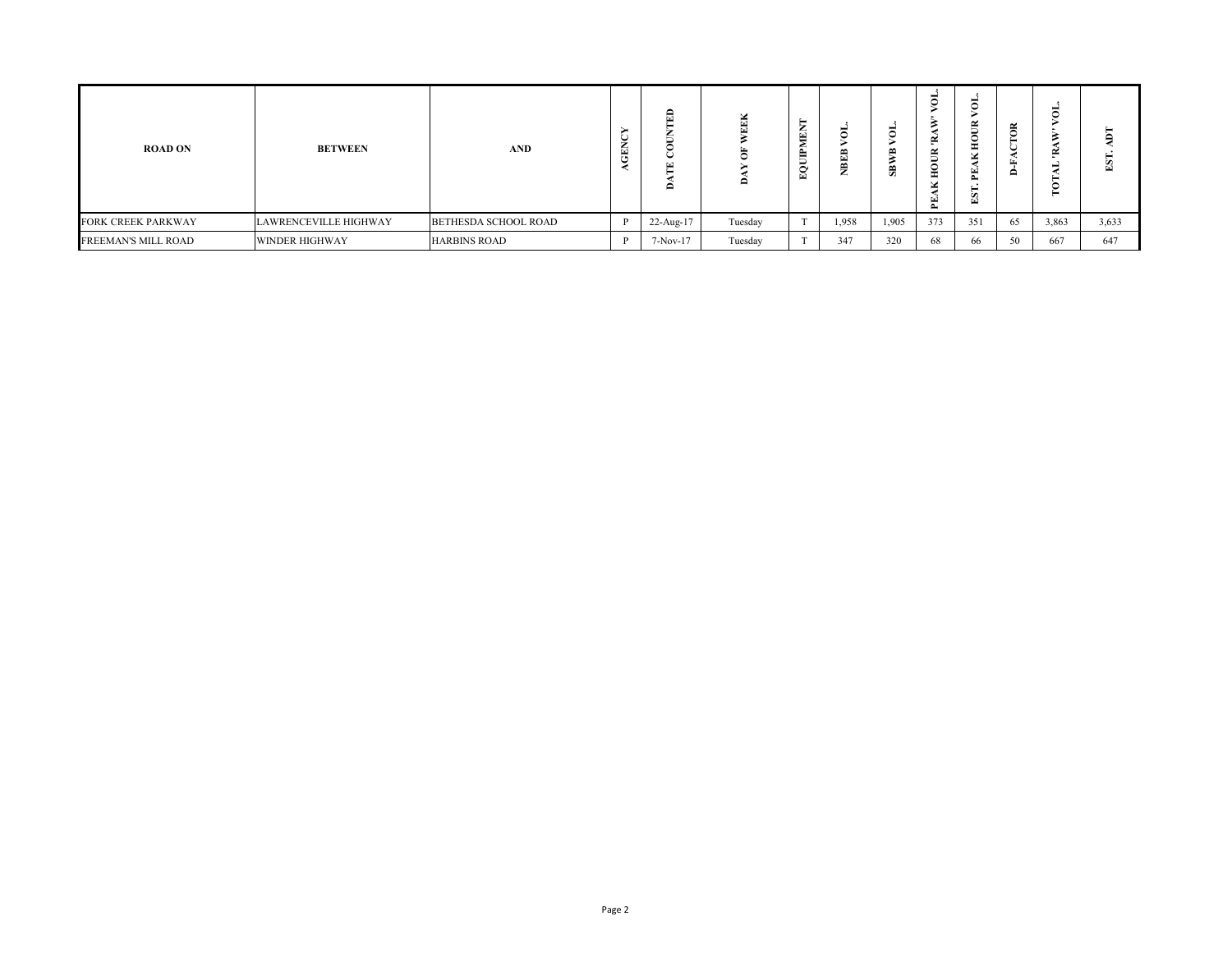| ROAD ON | BETWEEN | AND | AGENCY | DATE COUNTED | DAY OF WEEK | EQUIPMENT | NBEB VOL. | SBWB VOL. | PEAK HOUR 'RAW' VOL. | EST. PEAK HOUR VOL. | D-FACTOR | TOTAL 'RAW' VOL. | EST. ADT |
|---|---|---|---|---|---|---|---|---|---|---|---|---|---|
| FORK CREEK PARKWAY | LAWRENCEVILLE HIGHWAY | BETHESDA SCHOOL ROAD | P | 22-Aug-17 | Tuesday | T | 1,958 | 1,905 | 373 | 351 | 65 | 3,863 | 3,633 |
| FREEMAN'S MILL ROAD | WINDER HIGHWAY | HARBINS ROAD | P | 7-Nov-17 | Tuesday | T | 347 | 320 | 68 | 66 | 50 | 667 | 647 |